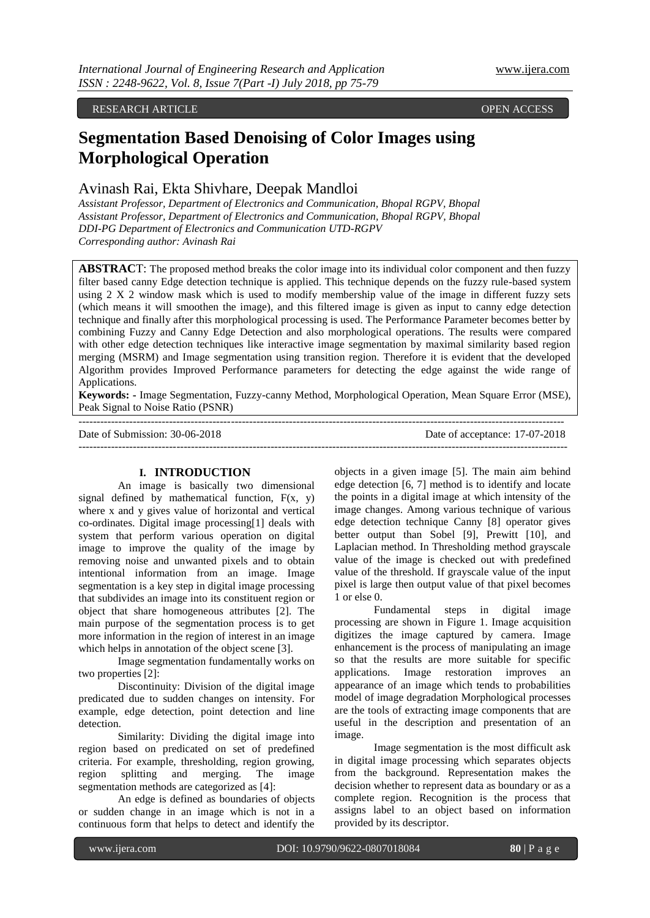RESEARCH ARTICLE OPEN ACCESS

# Segmentation Based Denoising of Color Images using Morphological Operation

Avinash Rai, Ekta Shivhare, Deepak Mandloi

*Assistant Professor, Department of Electronics and Communication, Bhopal RGPV, Bhopal*
*Assistant Professor, Department of Electronics and Communication, Bhopal RGPV, Bhopal*
*DDI-PG Department of Electronics and Communication UTD-RGPV*
*Corresponding author: Avinash Rai*

**ABSTRACT**: The proposed method breaks the color image into its individual color component and then fuzzy filter based canny Edge detection technique is applied. This technique depends on the fuzzy rule-based system using 2 X 2 window mask which is used to modify membership value of the image in different fuzzy sets (which means it will smoothen the image), and this filtered image is given as input to canny edge detection technique and finally after this morphological processing is used. The Performance Parameter becomes better by combining Fuzzy and Canny Edge Detection and also morphological operations. The results were compared with other edge detection techniques like interactive image segmentation by maximal similarity based region merging (MSRM) and Image segmentation using transition region. Therefore it is evident that the developed Algorithm provides Improved Performance parameters for detecting the edge against the wide range of Applications.

**Keywords: -** Image Segmentation, Fuzzy-canny Method, Morphological Operation, Mean Square Error (MSE), Peak Signal to Noise Ratio (PSNR)

---

Date of Submission: 30-06-2018 Date of acceptance: 17-07-2018

---

## I. INTRODUCTION

An image is basically two dimensional signal defined by mathematical function, F(x, y) where x and y gives value of horizontal and vertical co-ordinates. Digital image processing[1] deals with system that perform various operation on digital image to improve the quality of the image by removing noise and unwanted pixels and to obtain intentional information from an image. Image segmentation is a key step in digital image processing that subdivides an image into its constituent region or object that share homogeneous attributes [2]. The main purpose of the segmentation process is to get more information in the region of interest in an image which helps in annotation of the object scene [3].

Image segmentation fundamentally works on two properties [2]:

Discontinuity: Division of the digital image predicated due to sudden changes on intensity. For example, edge detection, point detection and line detection.

Similarity: Dividing the digital image into region based on predicated on set of predefined criteria. For example, thresholding, region growing, region splitting and merging. The image segmentation methods are categorized as [4]:

An edge is defined as boundaries of objects or sudden change in an image which is not in a continuous form that helps to detect and identify the objects in a given image [5]. The main aim behind edge detection [6, 7] method is to identify and locate the points in a digital image at which intensity of the image changes. Among various technique of various edge detection technique Canny [8] operator gives better output than Sobel [9], Prewitt [10], and Laplacian method. In Thresholding method grayscale value of the image is checked out with predefined value of the threshold. If grayscale value of the input pixel is large then output value of that pixel becomes 1 or else 0.

Fundamental steps in digital image processing are shown in Figure 1. Image acquisition digitizes the image captured by camera. Image enhancement is the process of manipulating an image so that the results are more suitable for specific applications. Image restoration improves an appearance of an image which tends to probabilities model of image degradation Morphological processes are the tools of extracting image components that are useful in the description and presentation of an image.

Image segmentation is the most difficult ask in digital image processing which separates objects from the background. Representation makes the decision whether to represent data as boundary or as a complete region. Recognition is the process that assigns label to an object based on information provided by its descriptor.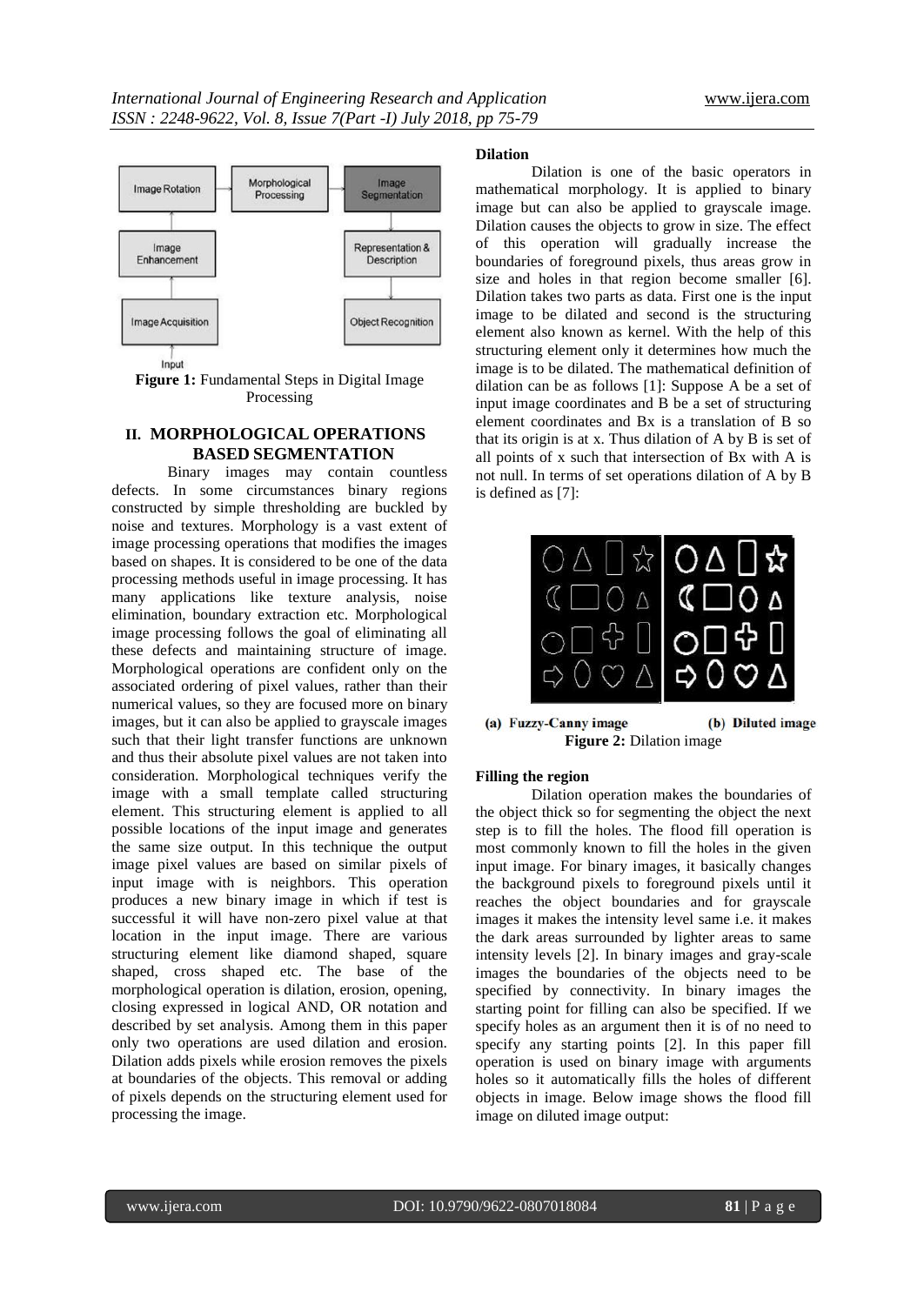**Figure 1:** Fundamental Steps in Digital Image Processing

## II. MORPHOLOGICAL OPERATIONS BASED SEGMENTATION

Binary images may contain countless defects. In some circumstances binary regions constructed by simple thresholding are buckled by noise and textures. Morphology is a vast extent of image processing operations that modifies the images based on shapes. It is considered to be one of the data processing methods useful in image processing. It has many applications like texture analysis, noise elimination, boundary extraction etc. Morphological image processing follows the goal of eliminating all these defects and maintaining structure of image. Morphological operations are confident only on the associated ordering of pixel values, rather than their numerical values, so they are focused more on binary images, but it can also be applied to grayscale images such that their light transfer functions are unknown and thus their absolute pixel values are not taken into consideration. Morphological techniques verify the image with a small template called structuring element. This structuring element is applied to all possible locations of the input image and generates the same size output. In this technique the output image pixel values are based on similar pixels of input image with is neighbors. This operation produces a new binary image in which if test is successful it will have non-zero pixel value at that location in the input image. There are various structuring element like diamond shaped, square shaped, cross shaped etc. The base of the morphological operation is dilation, erosion, opening, closing expressed in logical AND, OR notation and described by set analysis. Among them in this paper only two operations are used dilation and erosion. Dilation adds pixels while erosion removes the pixels at boundaries of the objects. This removal or adding of pixels depends on the structuring element used for processing the image.

**Dilation**

Dilation is one of the basic operators in mathematical morphology. It is applied to binary image but can also be applied to grayscale image. Dilation causes the objects to grow in size. The effect of this operation will gradually increase the boundaries of foreground pixels, thus areas grow in size and holes in that region become smaller [6]. Dilation takes two parts as data. First one is the input image to be dilated and second is the structuring element also known as kernel. With the help of this structuring element only it determines how much the image is to be dilated. The mathematical definition of dilation can be as follows [1]: Suppose A be a set of input image coordinates and B be a set of structuring element coordinates and Bx is a translation of B so that its origin is at x. Thus dilation of A by B is set of all points of x such that intersection of Bx with A is not null. In terms of set operations dilation of A by B is defined as [7]:

(a) Fuzzy-Canny image (b) Diluted image

**Figure 2:** Dilation image

**Filling the region**

Dilation operation makes the boundaries of the object thick so for segmenting the object the next step is to fill the holes. The flood fill operation is most commonly known to fill the holes in the given input image. For binary images, it basically changes the background pixels to foreground pixels until it reaches the object boundaries and for grayscale images it makes the intensity level same i.e. it makes the dark areas surrounded by lighter areas to same intensity levels [2]. In binary images and gray-scale images the boundaries of the objects need to be specified by connectivity. In binary images the starting point for filling can also be specified. If we specify holes as an argument then it is of no need to specify any starting points [2]. In this paper fill operation is used on binary image with arguments holes so it automatically fills the holes of different objects in image. Below image shows the flood fill image on diluted image output: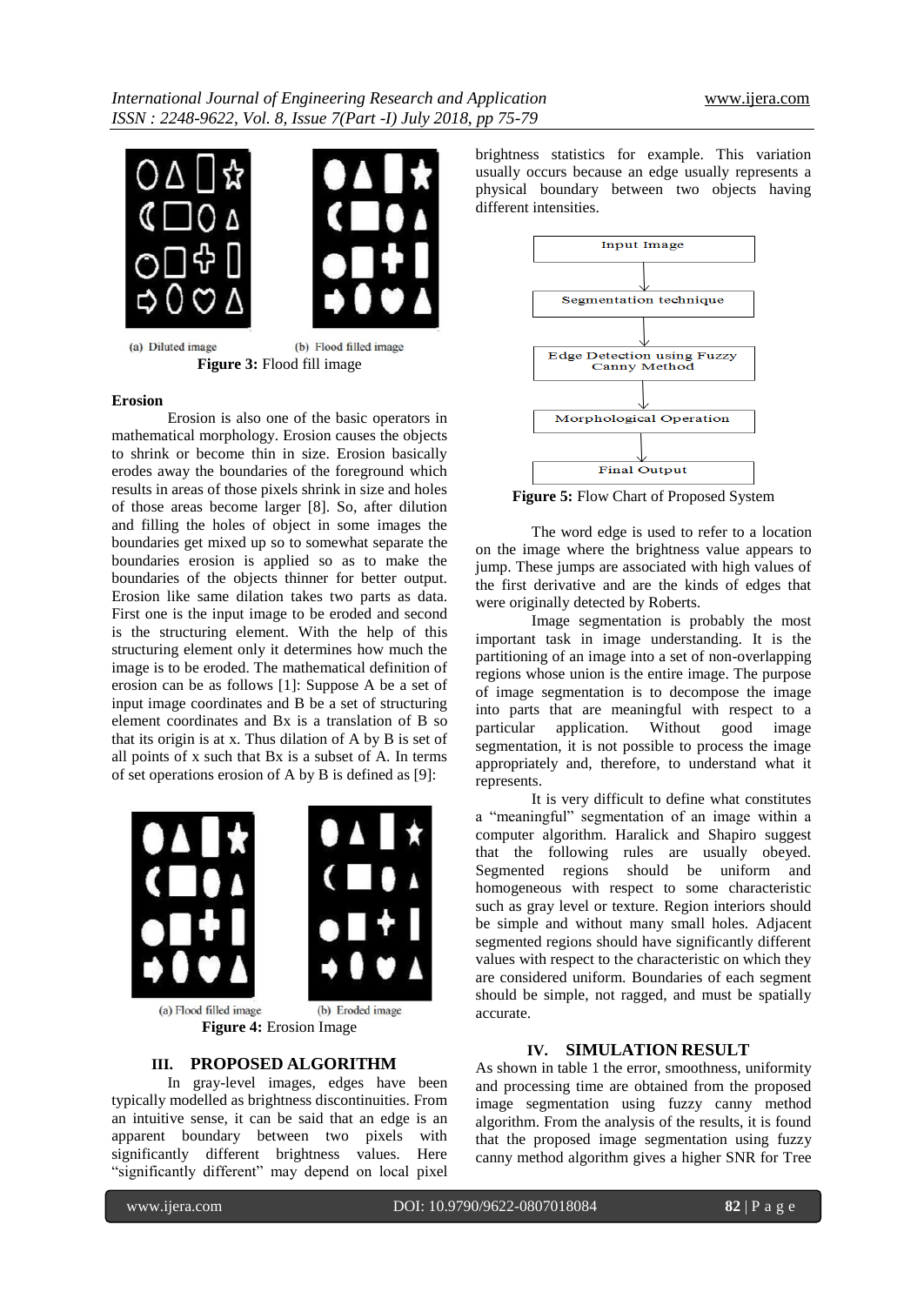(a) Diluted image (b) Flood filled image

**Figure 3:** Flood fill image

#### Erosion

Erosion is also one of the basic operators in mathematical morphology. Erosion causes the objects to shrink or become thin in size. Erosion basically erodes away the boundaries of the foreground which results in areas of those pixels shrink in size and holes of those areas become larger [8]. So, after dilution and filling the holes of object in some images the boundaries get mixed up so to somewhat separate the boundaries erosion is applied so as to make the boundaries of the objects thinner for better output. Erosion like same dilation takes two parts as data. First one is the input image to be eroded and second is the structuring element. With the help of this structuring element only it determines how much the image is to be eroded. The mathematical definition of erosion can be as follows [1]: Suppose A be a set of input image coordinates and B be a set of structuring element coordinates and Bx is a translation of B so that its origin is at x. Thus dilation of A by B is set of all points of x such that Bx is a subset of A. In terms of set operations erosion of A by B is defined as [9]:

(a) Flood filled image (b) Eroded image

**Figure 4:** Erosion Image

## III. PROPOSED ALGORITHM

In gray-level images, edges have been typically modelled as brightness discontinuities. From an intuitive sense, it can be said that an edge is an apparent boundary between two pixels with significantly different brightness values. Here "significantly different" may depend on local pixel brightness statistics for example. This variation usually occurs because an edge usually represents a physical boundary between two objects having different intensities.

Input Image → Segmentation technique → Edge Detection using Fuzzy Canny Method → Morphological Operation → Final Output

**Figure 5:** Flow Chart of Proposed System

The word edge is used to refer to a location on the image where the brightness value appears to jump. These jumps are associated with high values of the first derivative and are the kinds of edges that were originally detected by Roberts.

Image segmentation is probably the most important task in image understanding. It is the partitioning of an image into a set of non-overlapping regions whose union is the entire image. The purpose of image segmentation is to decompose the image into parts that are meaningful with respect to a particular application. Without good image segmentation, it is not possible to process the image appropriately and, therefore, to understand what it represents.

It is very difficult to define what constitutes a "meaningful" segmentation of an image within a computer algorithm. Haralick and Shapiro suggest that the following rules are usually obeyed. Segmented regions should be uniform and homogeneous with respect to some characteristic such as gray level or texture. Region interiors should be simple and without many small holes. Adjacent segmented regions should have significantly different values with respect to the characteristic on which they are considered uniform. Boundaries of each segment should be simple, not ragged, and must be spatially accurate.

## IV. SIMULATION RESULT

As shown in table 1 the error, smoothness, uniformity and processing time are obtained from the proposed image segmentation using fuzzy canny method algorithm. From the analysis of the results, it is found that the proposed image segmentation using fuzzy canny method algorithm gives a higher SNR for Tree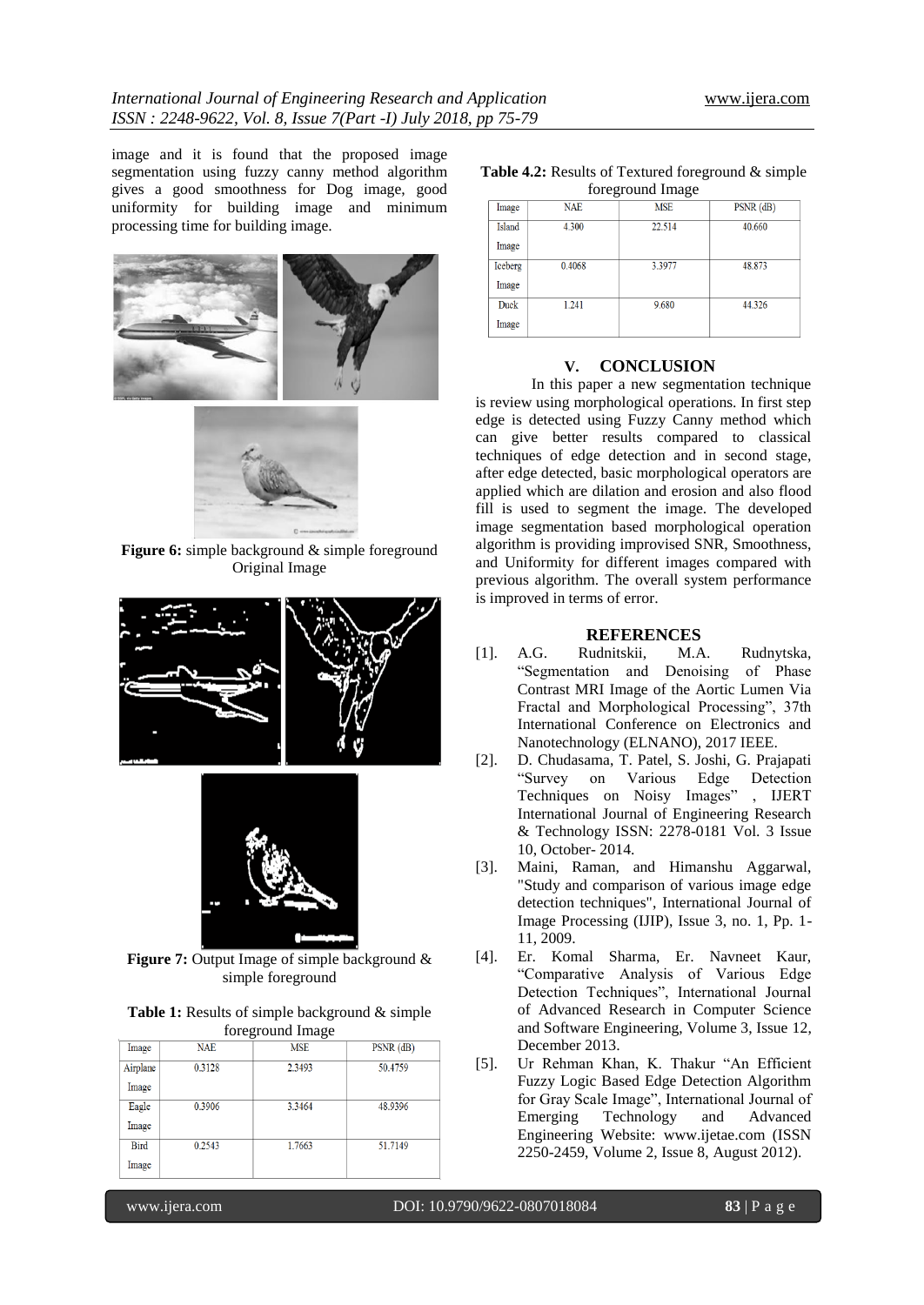image and it is found that the proposed image segmentation using fuzzy canny method algorithm gives a good smoothness for Dog image, good uniformity for building image and minimum processing time for building image.

**Figure 6:** simple background & simple foreground Original Image

**Figure 7:** Output Image of simple background & simple foreground

**Table 1:** Results of simple background & simple foreground Image

| Image | NAE | MSE | PSNR (dB) |
|---|---|---|---|
| Airplane Image | 0.3128 | 2.3493 | 50.4759 |
| Eagle Image | 0.3906 | 3.3464 | 48.9396 |
| Bird Image | 0.2543 | 1.7663 | 51.7149 |

**Table 4.2:** Results of Textured foreground & simple foreground Image

| Image | NAE | MSE | PSNR (dB) |
|---|---|---|---|
| Island Image | 4.300 | 22.514 | 40.660 |
| Iceberg Image | 0.4068 | 3.3977 | 48.873 |
| Duck Image | 1.241 | 9.680 | 44.326 |

## V. CONCLUSION

In this paper a new segmentation technique is review using morphological operations. In first step edge is detected using Fuzzy Canny method which can give better results compared to classical techniques of edge detection and in second stage, after edge detected, basic morphological operators are applied which are dilation and erosion and also flood fill is used to segment the image. The developed image segmentation based morphological operation algorithm is providing improvised SNR, Smoothness, and Uniformity for different images compared with previous algorithm. The overall system performance is improved in terms of error.

## REFERENCES

[1]. A.G. Rudnitskii, M.A. Rudnytska, "Segmentation and Denoising of Phase Contrast MRI Image of the Aortic Lumen Via Fractal and Morphological Processing", 37th International Conference on Electronics and Nanotechnology (ELNANO), 2017 IEEE.

[2]. D. Chudasama, T. Patel, S. Joshi, G. Prajapati "Survey on Various Edge Detection Techniques on Noisy Images" , IJERT International Journal of Engineering Research & Technology ISSN: 2278-0181 Vol. 3 Issue 10, October- 2014.

[3]. Maini, Raman, and Himanshu Aggarwal, "Study and comparison of various image edge detection techniques", International Journal of Image Processing (IJIP), Issue 3, no. 1, Pp. 1-11, 2009.

[4]. Er. Komal Sharma, Er. Navneet Kaur, "Comparative Analysis of Various Edge Detection Techniques", International Journal of Advanced Research in Computer Science and Software Engineering, Volume 3, Issue 12, December 2013.

[5]. Ur Rehman Khan, K. Thakur "An Efficient Fuzzy Logic Based Edge Detection Algorithm for Gray Scale Image", International Journal of Emerging Technology and Advanced Engineering Website: www.ijetae.com (ISSN 2250-2459, Volume 2, Issue 8, August 2012).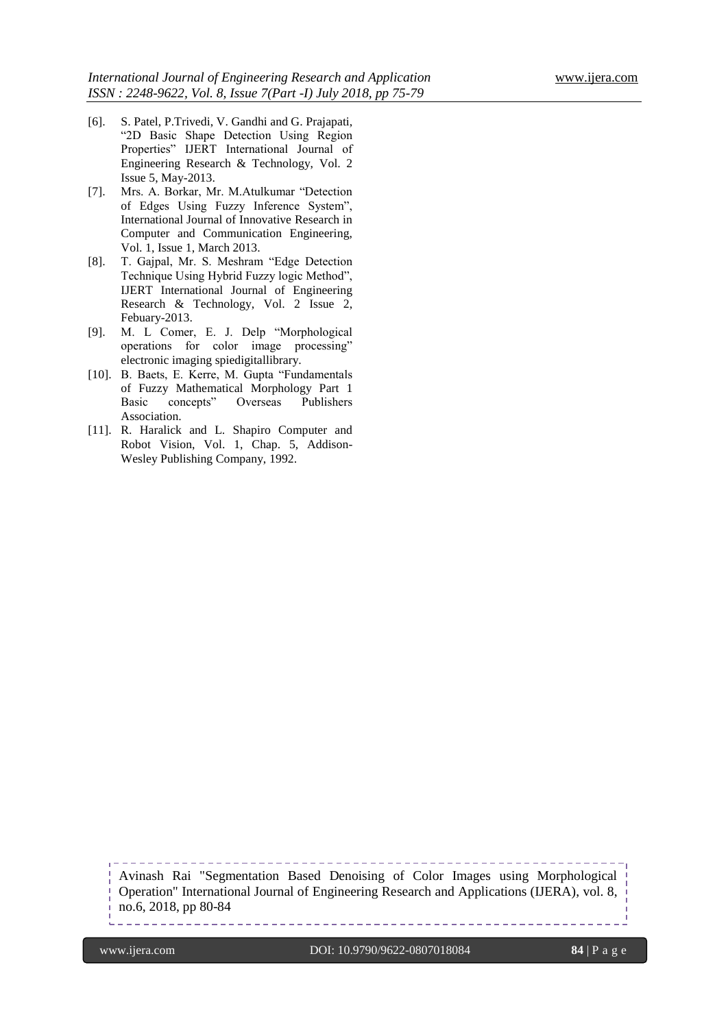[6]. S. Patel, P.Trivedi, V. Gandhi and G. Prajapati, "2D Basic Shape Detection Using Region Properties" IJERT International Journal of Engineering Research & Technology, Vol. 2 Issue 5, May-2013.

[7]. Mrs. A. Borkar, Mr. M.Atulkumar "Detection of Edges Using Fuzzy Inference System", International Journal of Innovative Research in Computer and Communication Engineering, Vol. 1, Issue 1, March 2013.

[8]. T. Gajpal, Mr. S. Meshram "Edge Detection Technique Using Hybrid Fuzzy logic Method", IJERT International Journal of Engineering Research & Technology, Vol. 2 Issue 2, Febuary-2013.

[9]. M. L Comer, E. J. Delp "Morphological operations for color image processing" electronic imaging spiedigitallibrary.

[10]. B. Baets, E. Kerre, M. Gupta "Fundamentals of Fuzzy Mathematical Morphology Part 1 Basic concepts" Overseas Publishers Association.

[11]. R. Haralick and L. Shapiro Computer and Robot Vision, Vol. 1, Chap. 5, Addison-Wesley Publishing Company, 1992.

Avinash Rai "Segmentation Based Denoising of Color Images using Morphological Operation" International Journal of Engineering Research and Applications (IJERA), vol. 8, no.6, 2018, pp 80-84